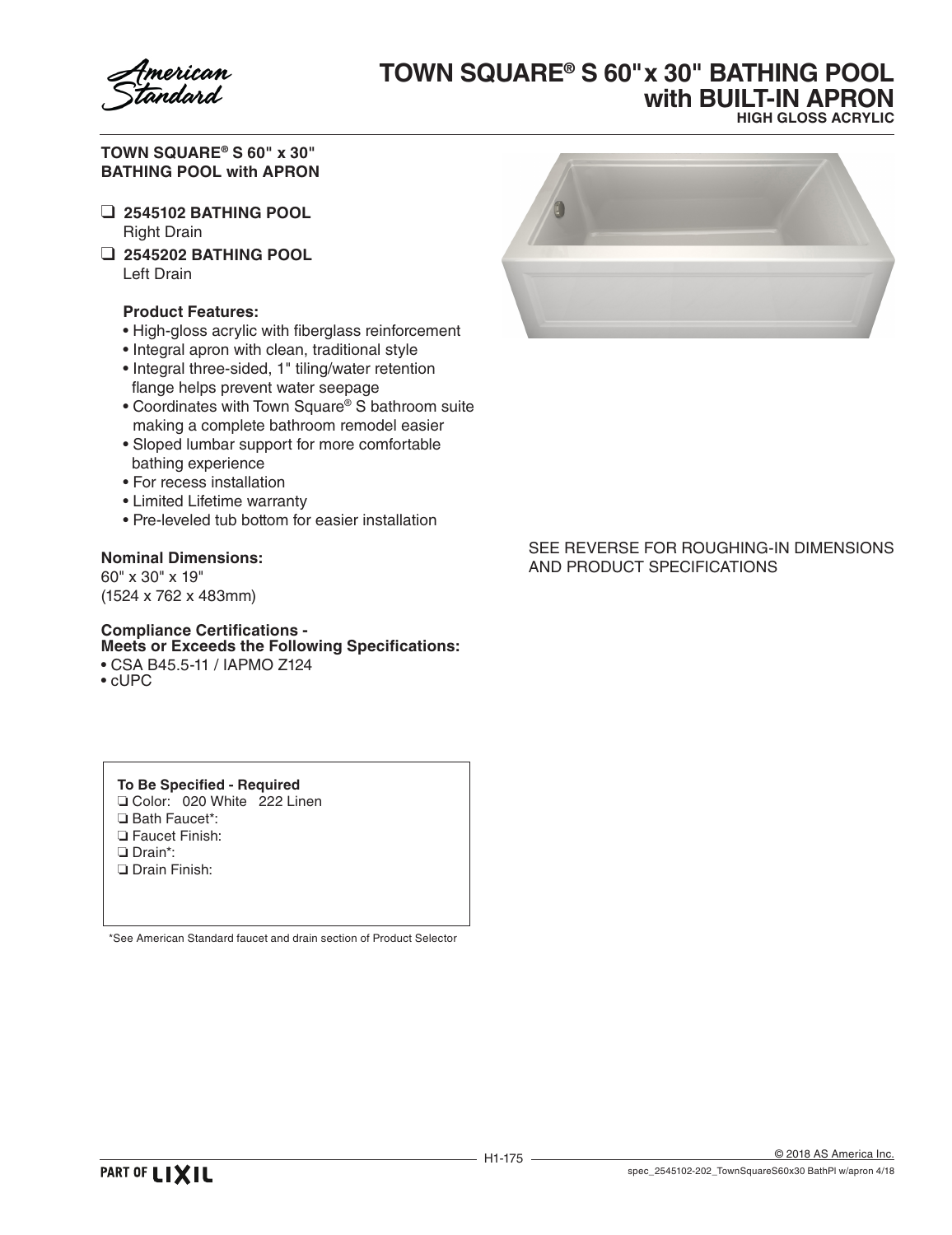# TOWN SQUARE® S 60" x 30" BATHING POOL with BUILT-IN APRON

HIGH GLOSS ACRYLIC

**TOWN SQUARE® S 60" x 30" BATHING POOL with APRON**

- ❑ **2545102 BATHING POOL** Right Drain
- ❑ **2545202 BATHING POOL** Left Drain

**Product Features:**

- High-gloss acrylic with fiberglass reinforcement
- Integral apron with clean, traditional style
- Integral three-sided, 1" tiling/water retention flange helps prevent water seepage
- Coordinates with Town Square® S bathroom suite making a complete bathroom remodel easier
- Sloped lumbar support for more comfortable bathing experience
- For recess installation
- Limited Lifetime warranty
- Pre-leveled tub bottom for easier installation

**Nominal Dimensions:**

60" x 30" x 19"
(1524 x 762 x 483mm)

**Compliance Certifications - Meets or Exceeds the Following Specifications:**

- CSA B45.5-11 / IAPMO Z124
- cUPC

SEE REVERSE FOR ROUGHING-IN DIMENSIONS AND PRODUCT SPECIFICATIONS

**To Be Specified - Required**

- ❑ Color: 020 White 222 Linen
- ❑ Bath Faucet*:
- ❑ Faucet Finish:
- ❑ Drain*:
- ❑ Drain Finish:

*See American Standard faucet and drain section of Product Selector

© 2018 AS America Inc.
spec_2545102-202_TownSquareS60x30 BathPl w/apron 4/18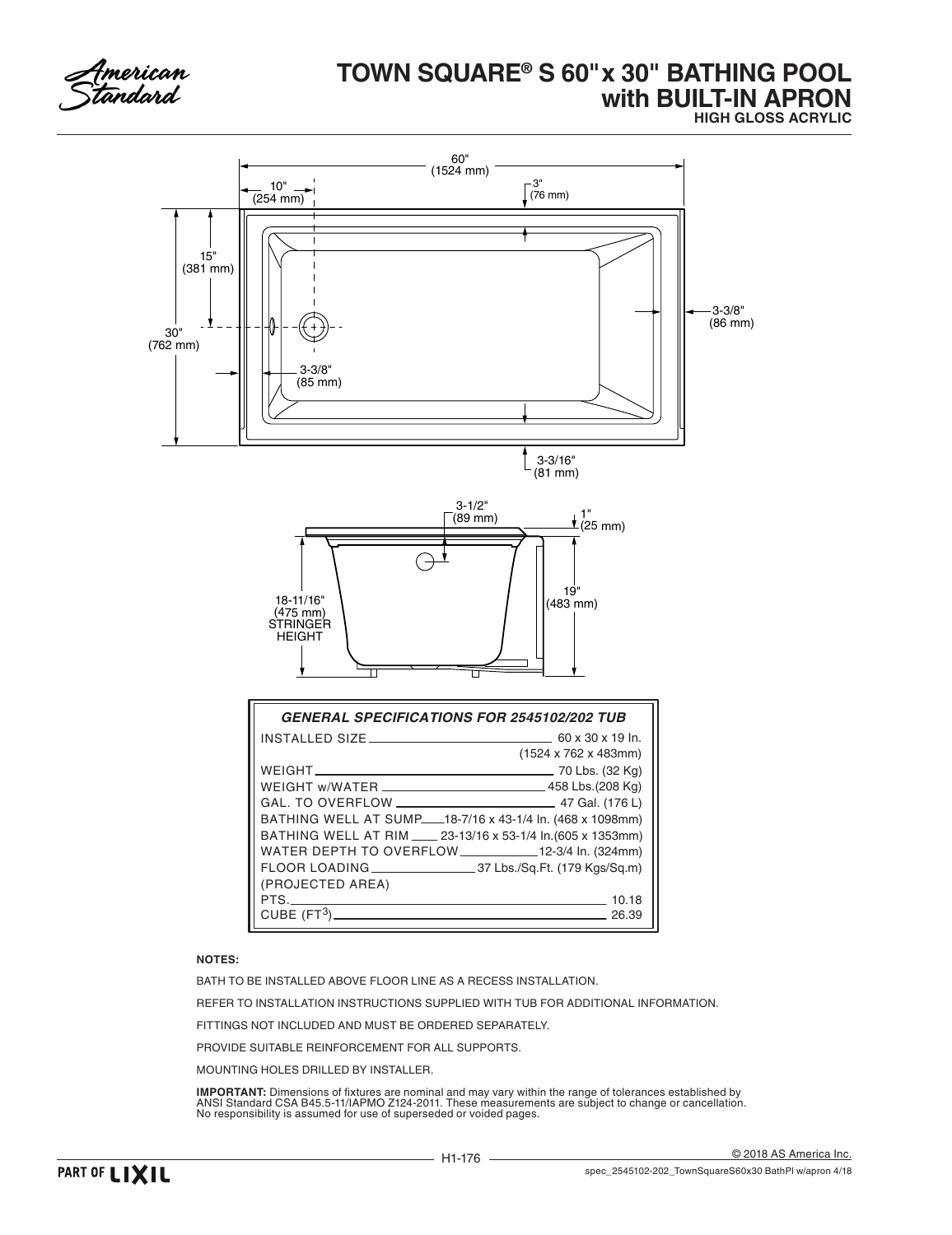# TOWN SQUARE® S 60" x 30" BATHING POOL with BUILT-IN APRON

HIGH GLOSS ACRYLIC

60"
(1524 mm)
10"
(254 mm)
3"
(76 mm)
15"
(381 mm)
30"
(762 mm)
3-3/8"
(86 mm)
3-3/8"
(85 mm)
3-3/16"
(81 mm)

3-1/2"
(89 mm)
1"
(25 mm)
18-11/16"
(475 mm)
STRINGER
HEIGHT
19"
(483 mm)

| *GENERAL SPECIFICATIONS FOR 2545102/202 TUB* | |
|---|---|
| INSTALLED SIZE | 60 x 30 x 19 In. (1524 x 762 x 483mm) |
| WEIGHT | 70 Lbs. (32 Kg) |
| WEIGHT w/WATER | 458 Lbs.(208 Kg) |
| GAL. TO OVERFLOW | 47 Gal. (176 L) |
| BATHING WELL AT SUMP | 18-7/16 x 43-1/4 In. (468 x 1098mm) |
| BATHING WELL AT RIM | 23-13/16 x 53-1/4 In.(605 x 1353mm) |
| WATER DEPTH TO OVERFLOW | 12-3/4 In. (324mm) |
| FLOOR LOADING (PROJECTED AREA) | 37 Lbs./Sq.Ft. (179 Kgs/Sq.m) |
| PTS. | 10.18 |
| CUBE ($FT^3$) | 26.39 |

**NOTES:**

BATH TO BE INSTALLED ABOVE FLOOR LINE AS A RECESS INSTALLATION.

REFER TO INSTALLATION INSTRUCTIONS SUPPLIED WITH TUB FOR ADDITIONAL INFORMATION.

FITTINGS NOT INCLUDED AND MUST BE ORDERED SEPARATELY.

PROVIDE SUITABLE REINFORCEMENT FOR ALL SUPPORTS.

MOUNTING HOLES DRILLED BY INSTALLER.

**IMPORTANT:** Dimensions of fixtures are nominal and may vary within the range of tolerances established by ANSI Standard CSA B45.5-11/IAPMO Z124-2011. These measurements are subject to change or cancellation. No responsibility is assumed for use of superseded or voided pages.

H1-176

© 2018 AS America Inc.

spec_2545102-202_TownSquareS60x30 BathPl w/apron 4/18